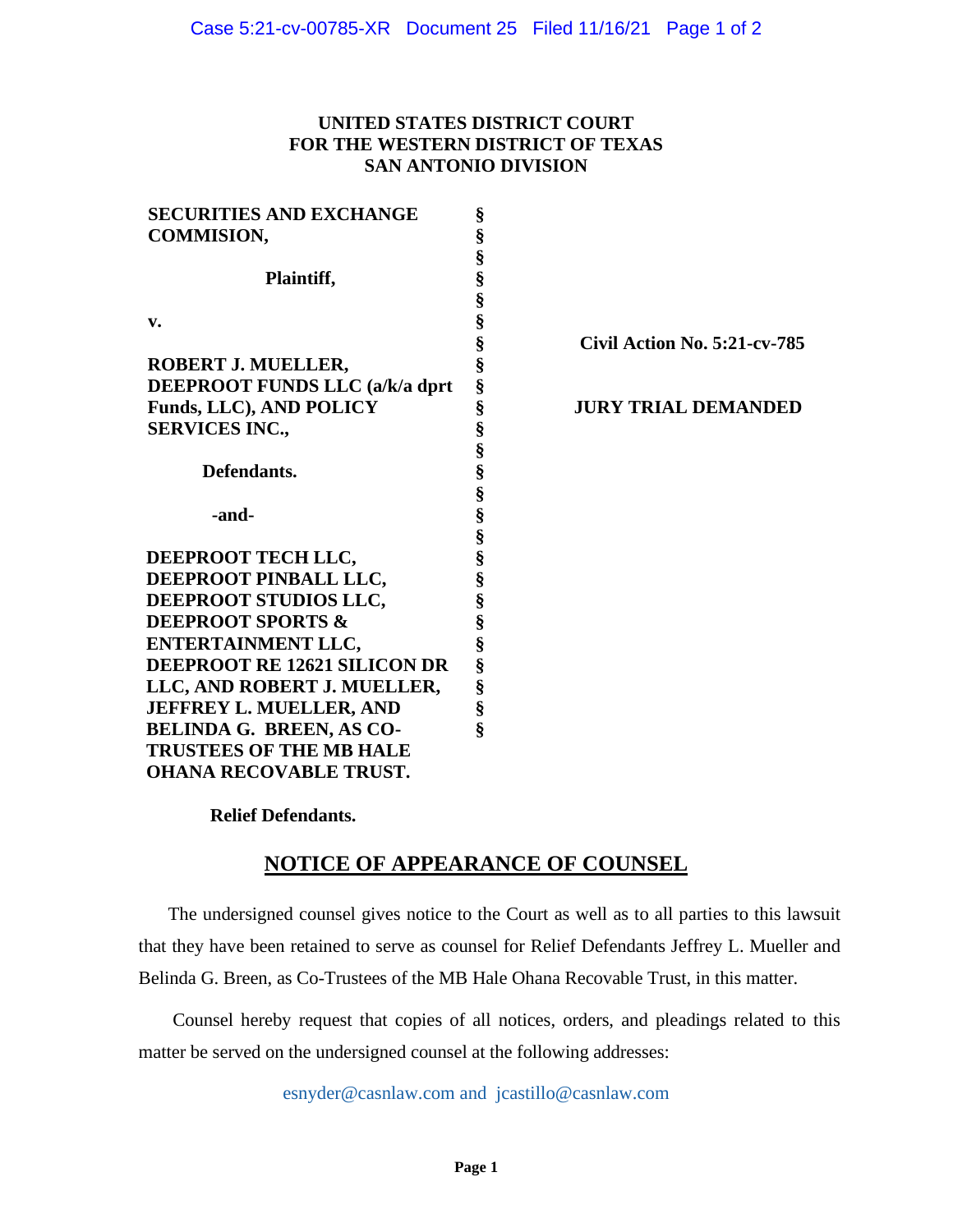**UNITED STATES DISTRICT COURT**
**FOR THE WESTERN DISTRICT OF TEXAS**
**SAN ANTONIO DIVISION**

| | | |
|---|---|---|
| **SECURITIES AND EXCHANGE COMMISION,** | § | |
| | § | |
| **Plaintiff,** | § | |
| | § | |
| **v.** | § | **Civil Action No. 5:21-cv-785** |
| | § | |
| **ROBERT J. MUELLER, DEEPROOT FUNDS LLC (a/k/a dprt Funds, LLC), AND POLICY SERVICES INC.,** | § | **JURY TRIAL DEMANDED** |
| | § | |
| **Defendants.** | § | |
| | § | |
| **-and-** | § | |
| | § | |
| **DEEPROOT TECH LLC, DEEPROOT PINBALL LLC, DEEPROOT STUDIOS LLC, DEEPROOT SPORTS & ENTERTAINMENT LLC, DEEPROOT RE 12621 SILICON DR LLC, AND ROBERT J. MUELLER, JEFFREY L. MUELLER, AND BELINDA G. BREEN, AS CO-TRUSTEES OF THE MB HALE OHANA RECOVABLE TRUST.** | § | |
| | | |
| **Relief Defendants.** | | |

## NOTICE OF APPEARANCE OF COUNSEL

The undersigned counsel gives notice to the Court as well as to all parties to this lawsuit that they have been retained to serve as counsel for Relief Defendants Jeffrey L. Mueller and Belinda G. Breen, as Co-Trustees of the MB Hale Ohana Recovable Trust, in this matter.

Counsel hereby request that copies of all notices, orders, and pleadings related to this matter be served on the undersigned counsel at the following addresses:

esnyder@casnlaw.com and jcastillo@casnlaw.com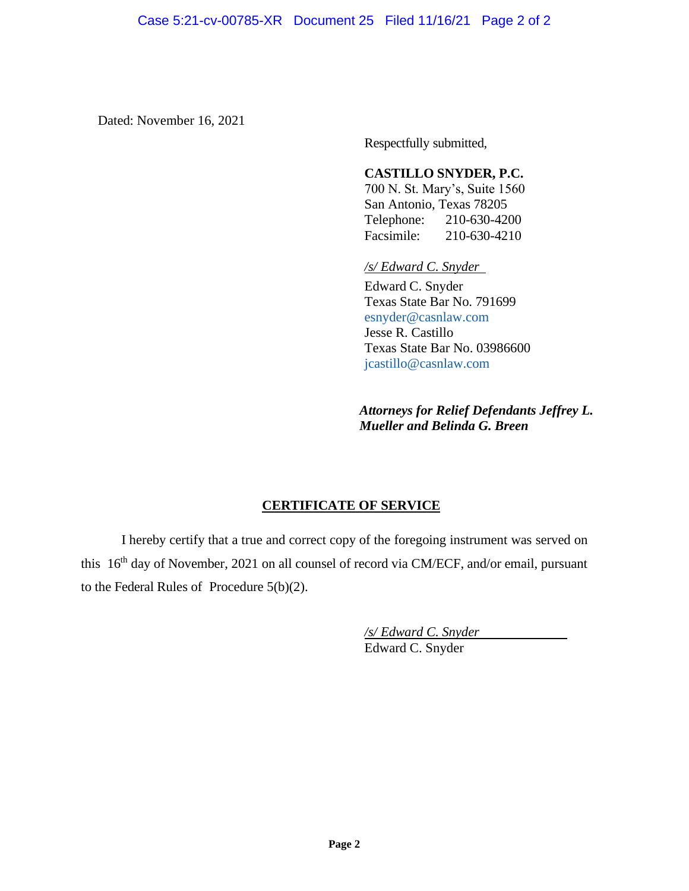Dated: November 16, 2021

Respectfully submitted,

**CASTILLO SNYDER, P.C.**
700 N. St. Mary's, Suite 1560
San Antonio, Texas 78205
Telephone: 210-630-4200
Facsimile: 210-630-4210

*/s/ Edward C. Snyder*
Edward C. Snyder
Texas State Bar No. 791699
esnyder@casnlaw.com
Jesse R. Castillo
Texas State Bar No. 03986600
jcastillo@casnlaw.com

***Attorneys for Relief Defendants Jeffrey L. Mueller and Belinda G. Breen***

## CERTIFICATE OF SERVICE

I hereby certify that a true and correct copy of the foregoing instrument was served on this 16th day of November, 2021 on all counsel of record via CM/ECF, and/or email, pursuant to the Federal Rules of Procedure 5(b)(2).

*/s/ Edward C. Snyder*
Edward C. Snyder